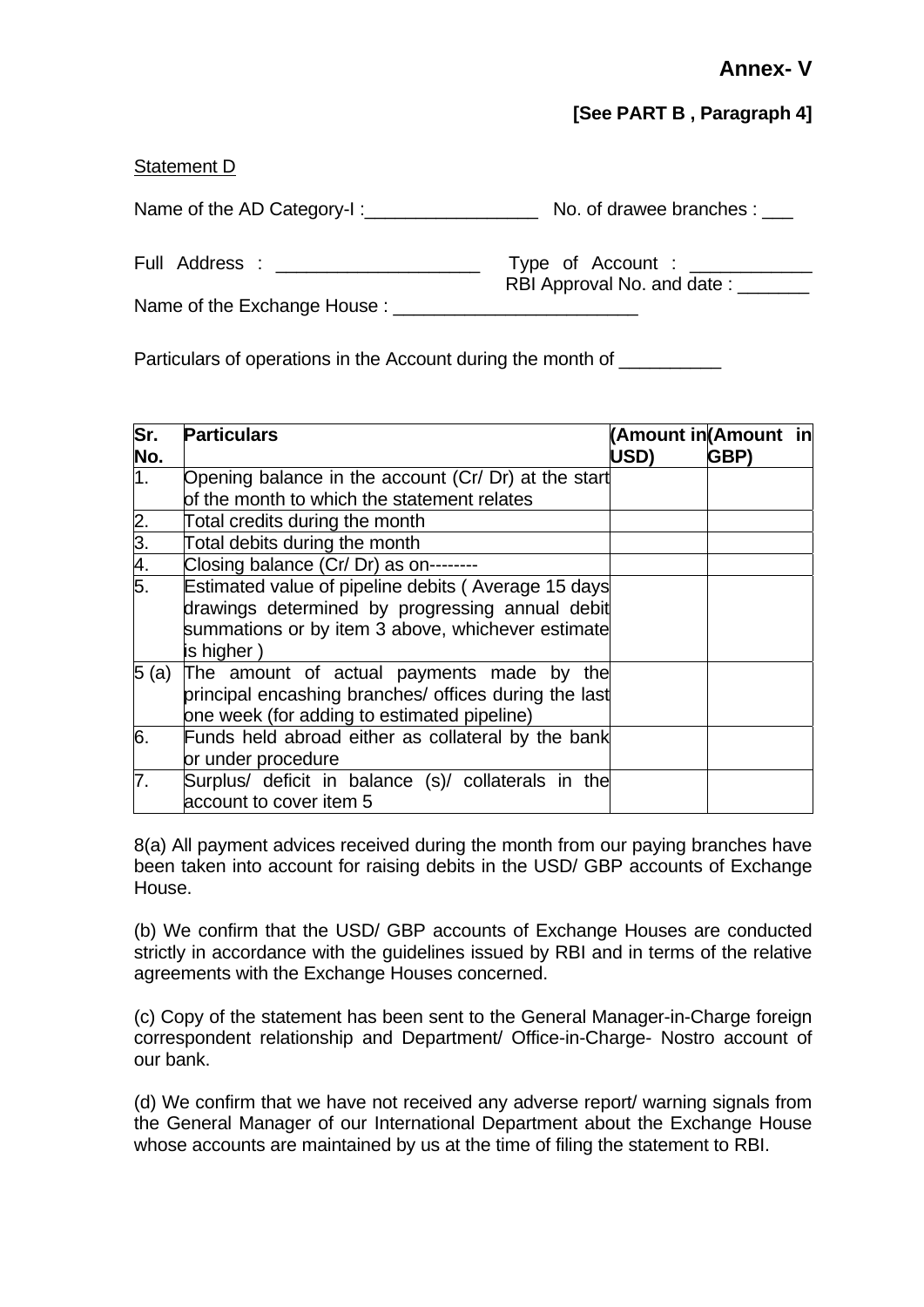**Annex- V**

**[See PART B , Paragraph 4]**

Statement D

Name of the AD Category-I :_________________ No. of drawee branches : ___

Full Address : ____________________ Type of Account : ____________
RBI Approval No. and date : _______

Name of the Exchange House : ________________________

Particulars of operations in the Account during the month of __________

| Sr. No. | Particulars | (Amount in USD) | (Amount in GBP) |
|---|---|---|---|
| 1. | Opening balance in the account (Cr/ Dr) at the start of the month to which the statement relates | | |
| 2. | Total credits during the month | | |
| 3. | Total debits during the month | | |
| 4. | Closing balance (Cr/ Dr) as on-------- | | |
| 5. | Estimated value of pipeline debits ( Average 15 days drawings determined by progressing annual debit summations or by item 3 above, whichever estimate is higher ) | | |
| 5 (a) | The amount of actual payments made by the principal encashing branches/ offices during the last one week (for adding to estimated pipeline) | | |
| 6. | Funds held abroad either as collateral by the bank or under procedure | | |
| 7. | Surplus/ deficit in balance (s)/ collaterals in the account to cover item 5 | | |

8(a) All payment advices received during the month from our paying branches have been taken into account for raising debits in the USD/ GBP accounts of Exchange House.

(b) We confirm that the USD/ GBP accounts of Exchange Houses are conducted strictly in accordance with the guidelines issued by RBI and in terms of the relative agreements with the Exchange Houses concerned.

(c) Copy of the statement has been sent to the General Manager-in-Charge foreign correspondent relationship and Department/ Office-in-Charge- Nostro account of our bank.

(d) We confirm that we have not received any adverse report/ warning signals from the General Manager of our International Department about the Exchange House whose accounts are maintained by us at the time of filing the statement to RBI.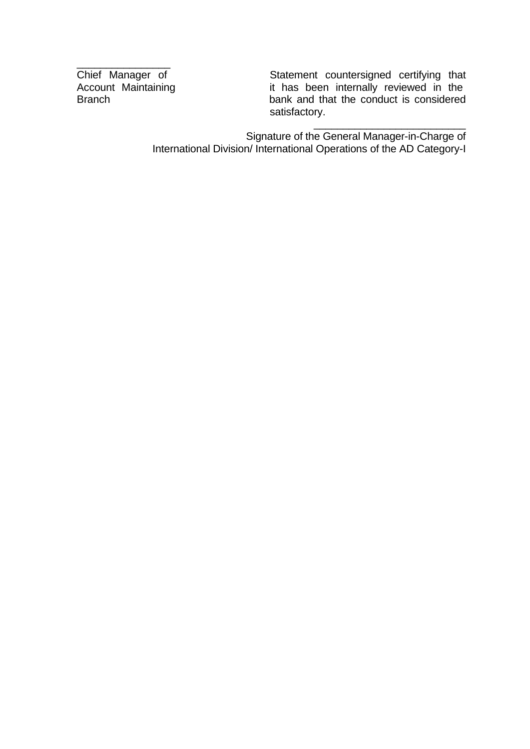\_\_\_\_\_\_\_\_\_\_\_\_\_\_\_\_

Chief Manager of Account Maintaining Branch

Statement countersigned certifying that it has been internally reviewed in the bank and that the conduct is considered satisfactory.

\_\_\_\_\_\_\_\_\_\_\_\_\_\_\_\_\_\_\_\_\_\_\_\_\_\_

Signature of the General Manager-in-Charge of International Division/ International Operations of the AD Category-I